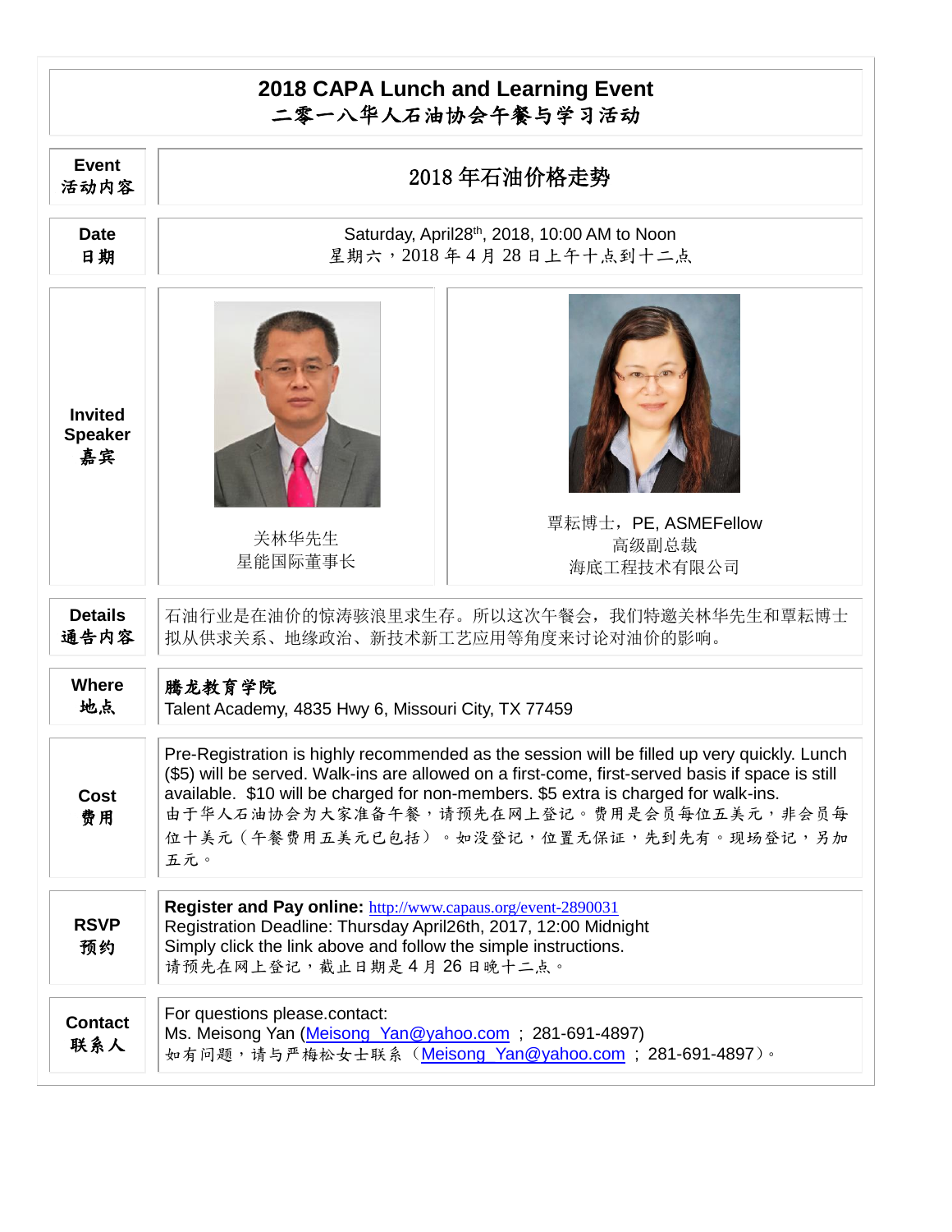# 2018 CAPA Lunch and Learning Event
# 二零一八华人石油协会午餐与学习活动

| | |
|---|---|
| **Event**<br>**活动内容** | 2018 年石油价格走势 |
| **Date**<br>**日期** | Saturday, April28th, 2018, 10:00 AM to Noon<br>星期六，2018 年 4 月 28 日上午十点到十二点 |
| **Invited Speaker**<br>**嘉宾** | 关林华先生<br>星能国际董事长<br><br>覃耘博士，PE, ASMEFellow<br>高级副总裁<br>海底工程技术有限公司 |
| **Details**<br>**通告内容** | 石油行业是在油价的惊涛骇浪里求生存。所以这次午餐会，我们特邀关林华先生和覃耘博士拟从供求关系、地缘政治、新技术新工艺应用等角度来讨论对油价的影响。 |
| **Where**<br>**地点** | **腾龙教育学院**<br>Talent Academy, 4835 Hwy 6, Missouri City, TX 77459 |
| **Cost**<br>**费用** | Pre-Registration is highly recommended as the session will be filled up very quickly. Lunch ($5) will be served. Walk-ins are allowed on a first-come, first-served basis if space is still available. $10 will be charged for non-members. $5 extra is charged for walk-ins.<br>由于华人石油协会为大家准备午餐，请预先在网上登记。费用是会员每位五美元，非会员每位十美元（午餐费用五美元已包括）。如没登记，位置无保证，先到先有。现场登记，另加五元。 |
| **RSVP**<br>**预约** | **Register and Pay online:** http://www.capaus.org/event-2890031<br>Registration Deadline: Thursday April26th, 2017, 12:00 Midnight<br>Simply click the link above and follow the simple instructions.<br>请预先在网上登记，截止日期是 4 月 26 日晚十二点。 |
| **Contact**<br>**联系人** | For questions please.contact:<br>Ms. Meisong Yan (Meisong_Yan@yahoo.com ; 281-691-4897)<br>如有问题，请与严梅松女士联系（Meisong_Yan@yahoo.com ; 281-691-4897）。 |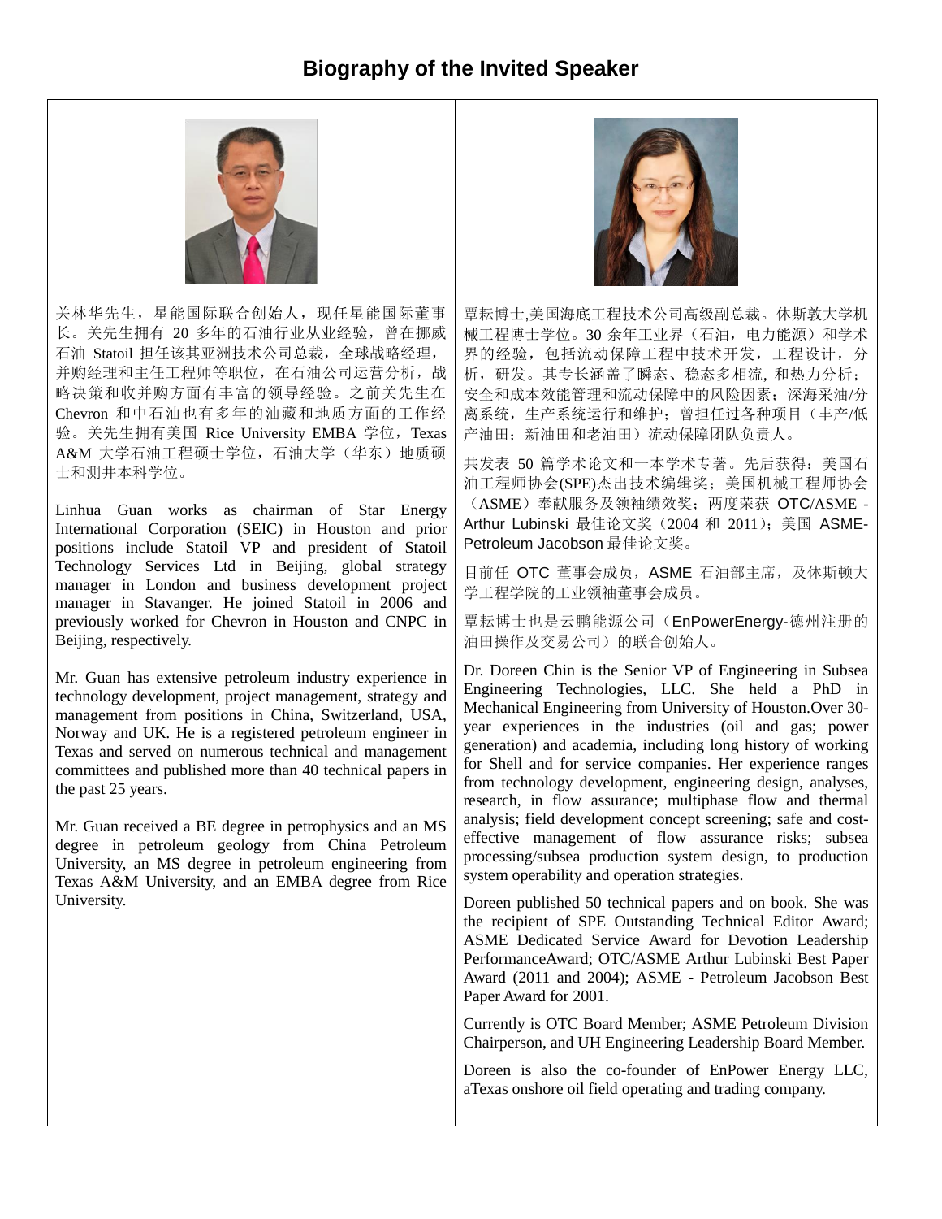# Biography of the Invited Speaker

关林华先生，星能国际联合创始人，现任星能国际董事长。关先生拥有 20 多年的石油行业从业经验，曾在挪威石油 Statoil 担任该其亚洲技术公司总裁，全球战略经理，并购经理和主任工程师等职位，在石油公司运营分析，战略决策和收并购方面有丰富的领导经验。之前关先生在 Chevron 和中石油也有多年的油藏和地质方面的工作经验。关先生拥有美国 Rice University EMBA 学位，Texas A&M 大学石油工程硕士学位，石油大学（华东）地质硕士和测井本科学位。

Linhua Guan works as chairman of Star Energy International Corporation (SEIC) in Houston and prior positions include Statoil VP and president of Statoil Technology Services Ltd in Beijing, global strategy manager in London and business development project manager in Stavanger. He joined Statoil in 2006 and previously worked for Chevron in Houston and CNPC in Beijing, respectively.

Mr. Guan has extensive petroleum industry experience in technology development, project management, strategy and management from positions in China, Switzerland, USA, Norway and UK. He is a registered petroleum engineer in Texas and served on numerous technical and management committees and published more than 40 technical papers in the past 25 years.

Mr. Guan received a BE degree in petrophysics and an MS degree in petroleum geology from China Petroleum University, an MS degree in petroleum engineering from Texas A&M University, and an EMBA degree from Rice University.

覃耘博士,美国海底工程技术公司高级副总裁。休斯敦大学机械工程博士学位。30 余年工业界（石油，电力能源）和学术界的经验，包括流动保障工程中技术开发，工程设计，分析，研发。其专长涵盖了瞬态、稳态多相流, 和热力分析；安全和成本效能管理和流动保障中的风险因素；深海采油/分离系统，生产系统运行和维护；曾担任过各种项目（丰产/低产油田；新油田和老油田）流动保障团队负责人。

共发表 50 篇学术论文和一本学术专著。先后获得：美国石油工程师协会(SPE)杰出技术编辑奖；美国机械工程师协会（ASME）奉献服务及领袖绩效奖；两度荣获 OTC/ASME - Arthur Lubinski 最佳论文奖（2004 和 2011）；美国 ASME-Petroleum Jacobson 最佳论文奖。

目前任 OTC 董事会成员，ASME 石油部主席，及休斯顿大学工程学院的工业领袖董事会成员。

覃耘博士也是云鹏能源公司（EnPowerEnergy-德州注册的油田操作及交易公司）的联合创始人。

Dr. Doreen Chin is the Senior VP of Engineering in Subsea Engineering Technologies, LLC. She held a PhD in Mechanical Engineering from University of Houston.Over 30-year experiences in the industries (oil and gas; power generation) and academia, including long history of working for Shell and for service companies. Her experience ranges from technology development, engineering design, analyses, research, in flow assurance; multiphase flow and thermal analysis; field development concept screening; safe and cost-effective management of flow assurance risks; subsea processing/subsea production system design, to production system operability and operation strategies.

Doreen published 50 technical papers and on book. She was the recipient of SPE Outstanding Technical Editor Award; ASME Dedicated Service Award for Devotion Leadership PerformanceAward; OTC/ASME Arthur Lubinski Best Paper Award (2011 and 2004); ASME - Petroleum Jacobson Best Paper Award for 2001.

Currently is OTC Board Member; ASME Petroleum Division Chairperson, and UH Engineering Leadership Board Member.

Doreen is also the co-founder of EnPower Energy LLC, aTexas onshore oil field operating and trading company.